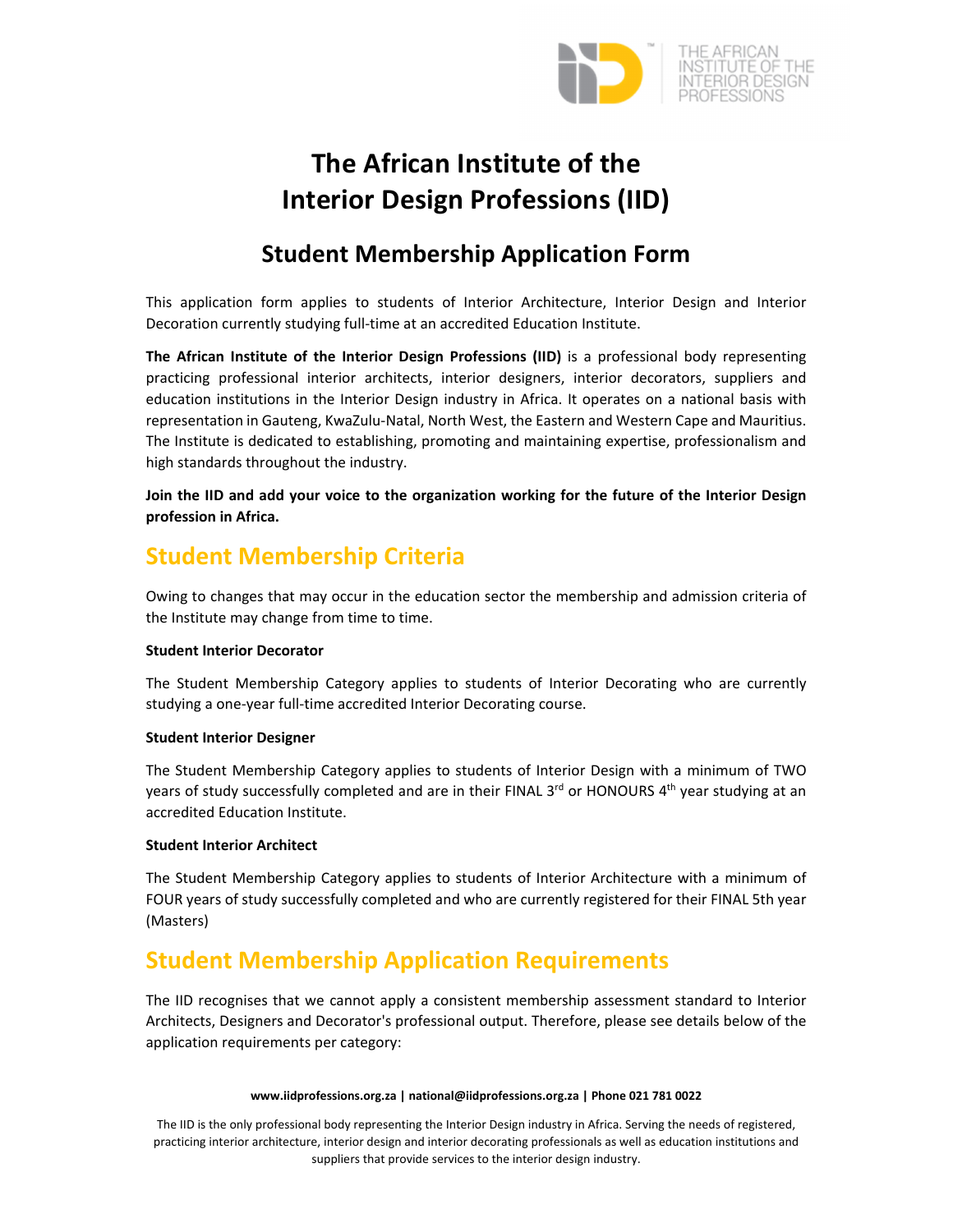# The African Institute of the Interior Design Professions (IID)

## Student Membership Application Form

This application form applies to students of Interior Architecture, Interior Design and Interior Decoration currently studying full-time at an accredited Education Institute.

**The African Institute of the Interior Design Professions (IID)** is a professional body representing practicing professional interior architects, interior designers, interior decorators, suppliers and education institutions in the Interior Design industry in Africa. It operates on a national basis with representation in Gauteng, KwaZulu-Natal, North West, the Eastern and Western Cape and Mauritius. The Institute is dedicated to establishing, promoting and maintaining expertise, professionalism and high standards throughout the industry.

**Join the IID and add your voice to the organization working for the future of the Interior Design profession in Africa.**

## Student Membership Criteria

Owing to changes that may occur in the education sector the membership and admission criteria of the Institute may change from time to time.

**Student Interior Decorator**

The Student Membership Category applies to students of Interior Decorating who are currently studying a one-year full-time accredited Interior Decorating course.

**Student Interior Designer**

The Student Membership Category applies to students of Interior Design with a minimum of TWO years of study successfully completed and are in their FINAL 3rd or HONOURS 4th year studying at an accredited Education Institute.

**Student Interior Architect**

The Student Membership Category applies to students of Interior Architecture with a minimum of FOUR years of study successfully completed and who are currently registered for their FINAL 5th year (Masters)

## Student Membership Application Requirements

The IID recognises that we cannot apply a consistent membership assessment standard to Interior Architects, Designers and Decorator's professional output. Therefore, please see details below of the application requirements per category:

**www.iidprofessions.org.za | national@iidprofessions.org.za | Phone 021 781 0022**

The IID is the only professional body representing the Interior Design industry in Africa. Serving the needs of registered, practicing interior architecture, interior design and interior decorating professionals as well as education institutions and suppliers that provide services to the interior design industry.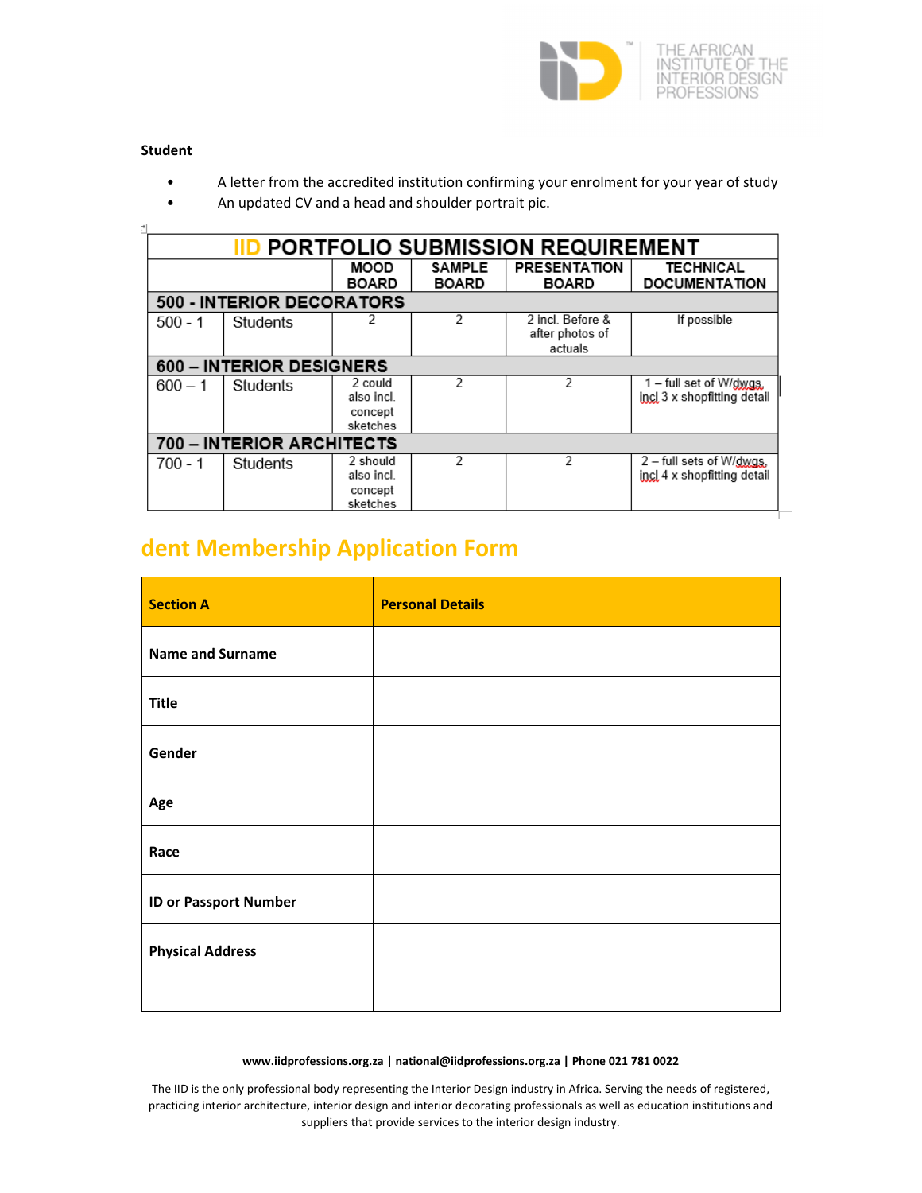**Student**

- A letter from the accredited institution confirming your enrolment for your year of study
- An updated CV and a head and shoulder portrait pic.

| IID PORTFOLIO SUBMISSION REQUIREMENT | | | | | |
|---|---|---|---|---|---|
| | | MOOD BOARD | SAMPLE BOARD | PRESENTATION BOARD | TECHNICAL DOCUMENTATION |
| **500 - INTERIOR DECORATORS** | | | | | |
| 500 - 1 | Students | 2 | 2 | 2 incl. Before & after photos of actuals | If possible |
| **600 – INTERIOR DESIGNERS** | | | | | |
| 600 – 1 | Students | 2 could also incl. concept sketches | 2 | 2 | 1 – full set of W/dwgs. incl 3 x shopfitting detail |
| **700 – INTERIOR ARCHITECTS** | | | | | |
| 700 - 1 | Students | 2 should also incl. concept sketches | 2 | 2 | 2 – full sets of W/dwgs. incl 4 x shopfitting detail |

## dent Membership Application Form

| Section A | Personal Details |
|---|---|
| Name and Surname | |
| Title | |
| Gender | |
| Age | |
| Race | |
| ID or Passport Number | |
| Physical Address | |

**www.iidprofessions.org.za | national@iidprofessions.org.za | Phone 021 781 0022**

The IID is the only professional body representing the Interior Design industry in Africa. Serving the needs of registered, practicing interior architecture, interior design and interior decorating professionals as well as education institutions and suppliers that provide services to the interior design industry.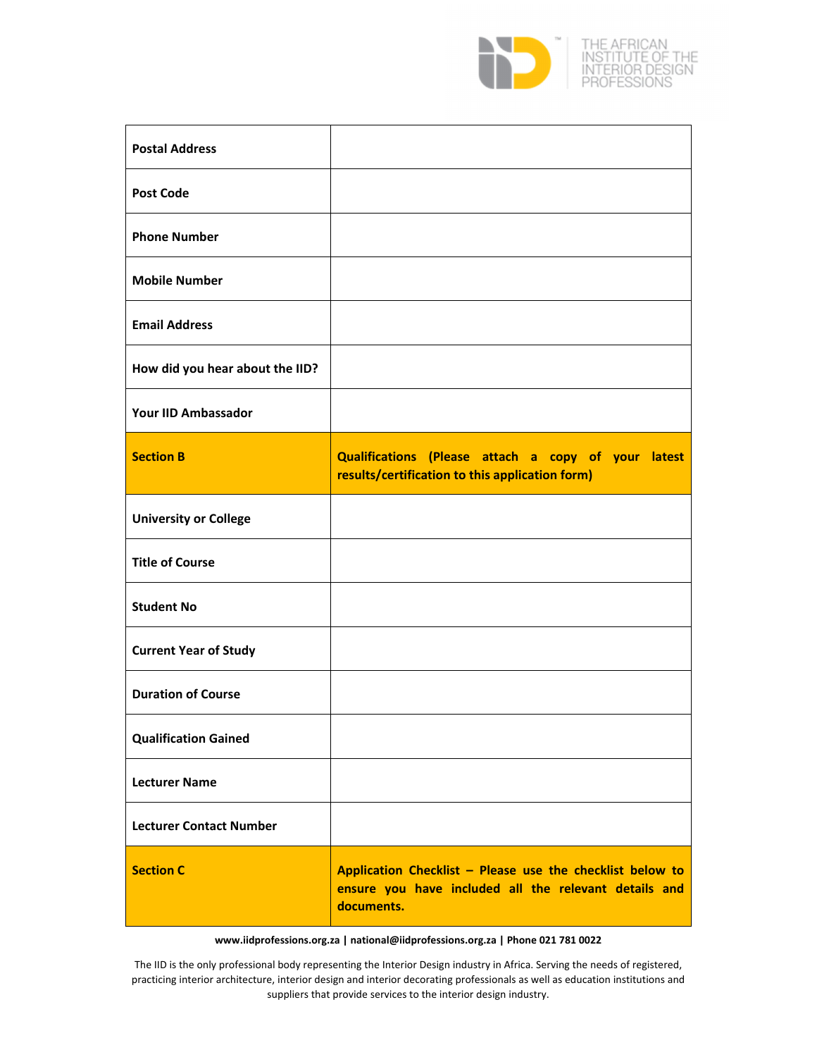| | |
|---|---|
| **Postal Address** | |
| **Post Code** | |
| **Phone Number** | |
| **Mobile Number** | |
| **Email Address** | |
| **How did you hear about the IID?** | |
| **Your IID Ambassador** | |
| **Section B** | **Qualifications (Please attach a copy of your latest results/certification to this application form)** |
| **University or College** | |
| **Title of Course** | |
| **Student No** | |
| **Current Year of Study** | |
| **Duration of Course** | |
| **Qualification Gained** | |
| **Lecturer Name** | |
| **Lecturer Contact Number** | |
| **Section C** | **Application Checklist – Please use the checklist below to ensure you have included all the relevant details and documents.** |

**www.iidprofessions.org.za | national@iidprofessions.org.za | Phone 021 781 0022**

The IID is the only professional body representing the Interior Design industry in Africa. Serving the needs of registered, practicing interior architecture, interior design and interior decorating professionals as well as education institutions and suppliers that provide services to the interior design industry.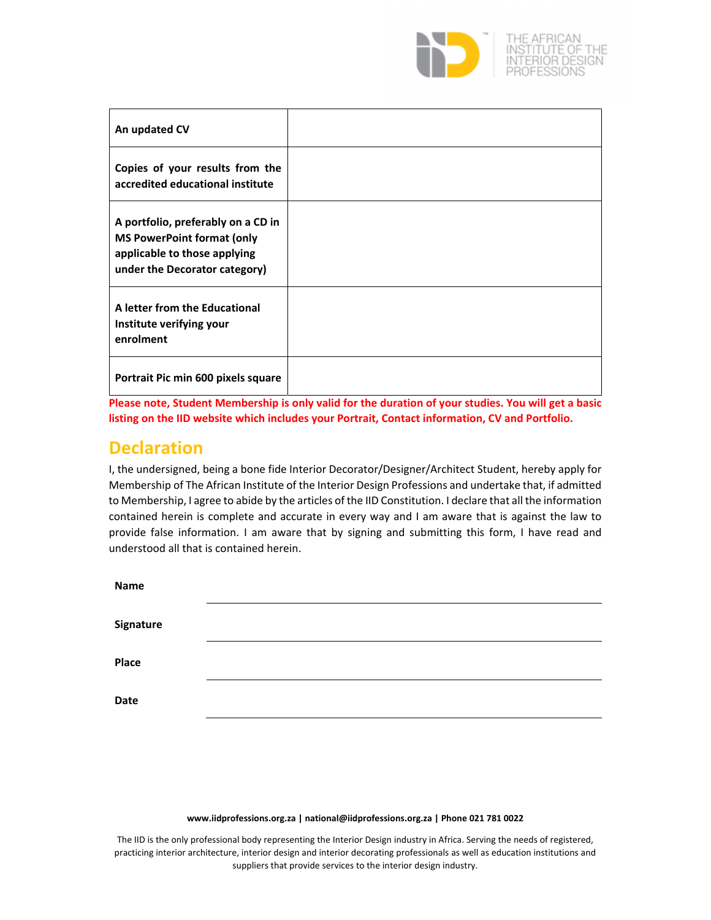| | |
|---|---|
| **An updated CV** | |
| **Copies of your results from the accredited educational institute** | |
| **A portfolio, preferably on a CD in MS PowerPoint format (only applicable to those applying under the Decorator category)** | |
| **A letter from the Educational Institute verifying your enrolment** | |
| **Portrait Pic min 600 pixels square** | |

**Please note, Student Membership is only valid for the duration of your studies. You will get a basic listing on the IID website which includes your Portrait, Contact information, CV and Portfolio.**

## Declaration

I, the undersigned, being a bone fide Interior Decorator/Designer/Architect Student, hereby apply for Membership of The African Institute of the Interior Design Professions and undertake that, if admitted to Membership, I agree to abide by the articles of the IID Constitution. I declare that all the information contained herein is complete and accurate in every way and I am aware that is against the law to provide false information. I am aware that by signing and submitting this form, I have read and understood all that is contained herein.

**Name** ______________________________

**Signature** ______________________________

**Place** ______________________________

**Date** ______________________________

**www.iidprofessions.org.za | national@iidprofessions.org.za | Phone 021 781 0022**

The IID is the only professional body representing the Interior Design industry in Africa. Serving the needs of registered, practicing interior architecture, interior design and interior decorating professionals as well as education institutions and suppliers that provide services to the interior design industry.